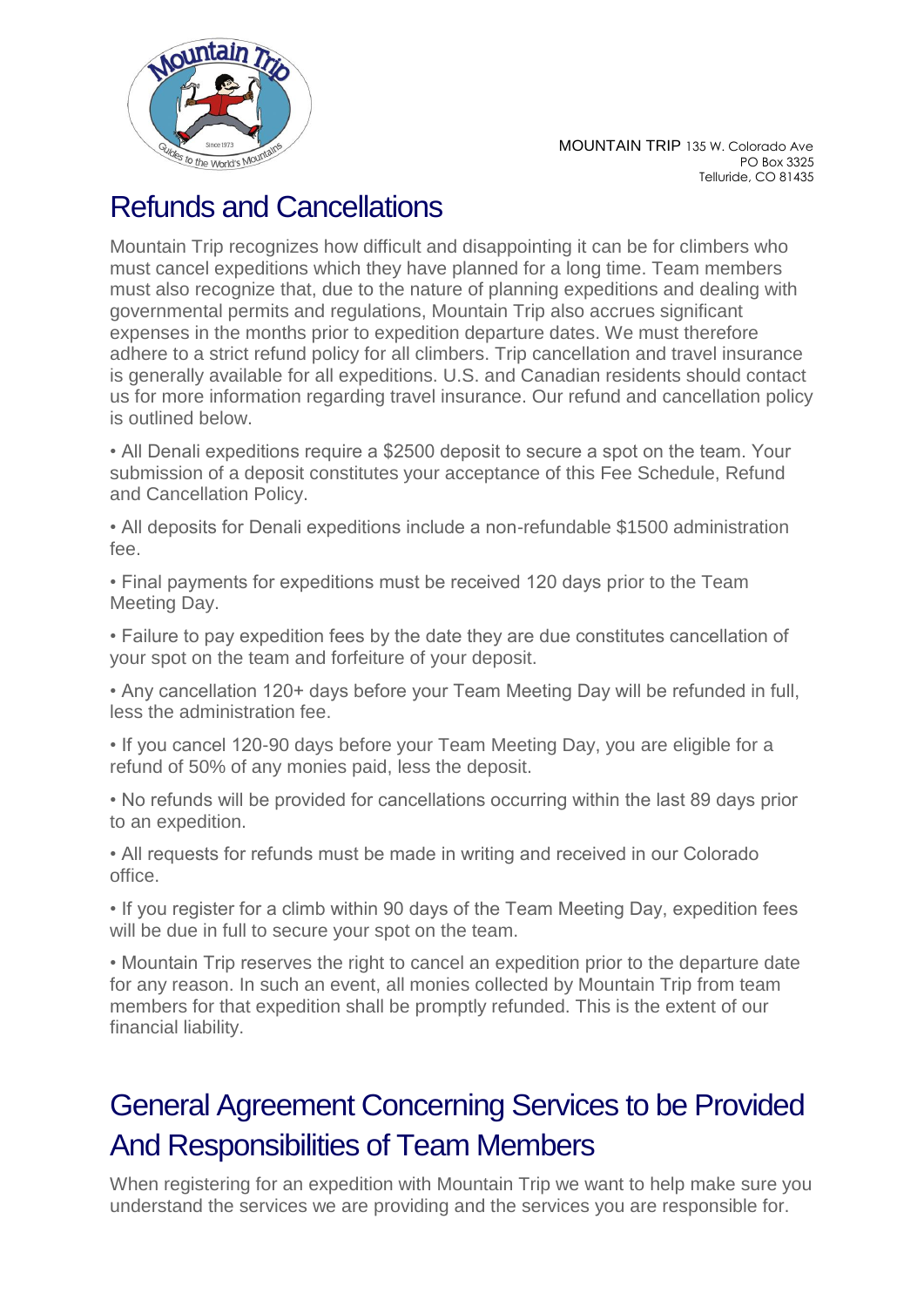MOUNTAIN TRIP 135 W. Colorado Ave
PO Box 3325
Telluride, CO 81435

# Refunds and Cancellations

Mountain Trip recognizes how difficult and disappointing it can be for climbers who must cancel expeditions which they have planned for a long time. Team members must also recognize that, due to the nature of planning expeditions and dealing with governmental permits and regulations, Mountain Trip also accrues significant expenses in the months prior to expedition departure dates. We must therefore adhere to a strict refund policy for all climbers. Trip cancellation and travel insurance is generally available for all expeditions. U.S. and Canadian residents should contact us for more information regarding travel insurance. Our refund and cancellation policy is outlined below.

• All Denali expeditions require a $2500 deposit to secure a spot on the team. Your submission of a deposit constitutes your acceptance of this Fee Schedule, Refund and Cancellation Policy.

• All deposits for Denali expeditions include a non-refundable $1500 administration fee.

• Final payments for expeditions must be received 120 days prior to the Team Meeting Day.

• Failure to pay expedition fees by the date they are due constitutes cancellation of your spot on the team and forfeiture of your deposit.

• Any cancellation 120+ days before your Team Meeting Day will be refunded in full, less the administration fee.

• If you cancel 120-90 days before your Team Meeting Day, you are eligible for a refund of 50% of any monies paid, less the deposit.

• No refunds will be provided for cancellations occurring within the last 89 days prior to an expedition.

• All requests for refunds must be made in writing and received in our Colorado office.

• If you register for a climb within 90 days of the Team Meeting Day, expedition fees will be due in full to secure your spot on the team.

• Mountain Trip reserves the right to cancel an expedition prior to the departure date for any reason. In such an event, all monies collected by Mountain Trip from team members for that expedition shall be promptly refunded. This is the extent of our financial liability.

# General Agreement Concerning Services to be Provided And Responsibilities of Team Members

When registering for an expedition with Mountain Trip we want to help make sure you understand the services we are providing and the services you are responsible for.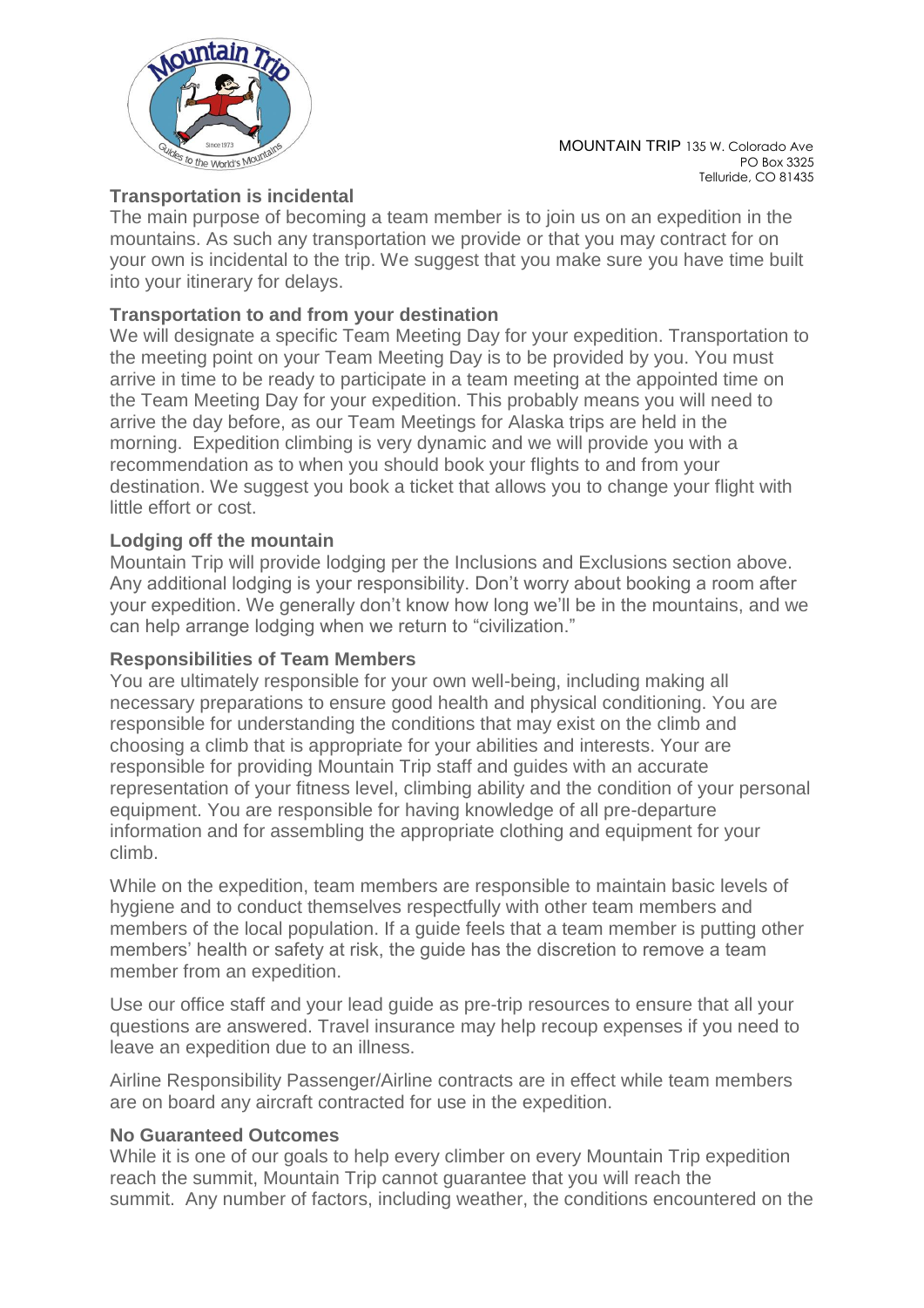### Transportation is incidental

The main purpose of becoming a team member is to join us on an expedition in the mountains. As such any transportation we provide or that you may contract for on your own is incidental to the trip. We suggest that you make sure you have time built into your itinerary for delays.

### Transportation to and from your destination

We will designate a specific Team Meeting Day for your expedition. Transportation to the meeting point on your Team Meeting Day is to be provided by you. You must arrive in time to be ready to participate in a team meeting at the appointed time on the Team Meeting Day for your expedition. This probably means you will need to arrive the day before, as our Team Meetings for Alaska trips are held in the morning. Expedition climbing is very dynamic and we will provide you with a recommendation as to when you should book your flights to and from your destination. We suggest you book a ticket that allows you to change your flight with little effort or cost.

### Lodging off the mountain

Mountain Trip will provide lodging per the Inclusions and Exclusions section above. Any additional lodging is your responsibility. Don't worry about booking a room after your expedition. We generally don't know how long we'll be in the mountains, and we can help arrange lodging when we return to "civilization."

### Responsibilities of Team Members

You are ultimately responsible for your own well-being, including making all necessary preparations to ensure good health and physical conditioning. You are responsible for understanding the conditions that may exist on the climb and choosing a climb that is appropriate for your abilities and interests. Your are responsible for providing Mountain Trip staff and guides with an accurate representation of your fitness level, climbing ability and the condition of your personal equipment. You are responsible for having knowledge of all pre-departure information and for assembling the appropriate clothing and equipment for your climb.

While on the expedition, team members are responsible to maintain basic levels of hygiene and to conduct themselves respectfully with other team members and members of the local population. If a guide feels that a team member is putting other members' health or safety at risk, the guide has the discretion to remove a team member from an expedition.

Use our office staff and your lead guide as pre-trip resources to ensure that all your questions are answered. Travel insurance may help recoup expenses if you need to leave an expedition due to an illness.

Airline Responsibility Passenger/Airline contracts are in effect while team members are on board any aircraft contracted for use in the expedition.

### No Guaranteed Outcomes

While it is one of our goals to help every climber on every Mountain Trip expedition reach the summit, Mountain Trip cannot guarantee that you will reach the summit. Any number of factors, including weather, the conditions encountered on the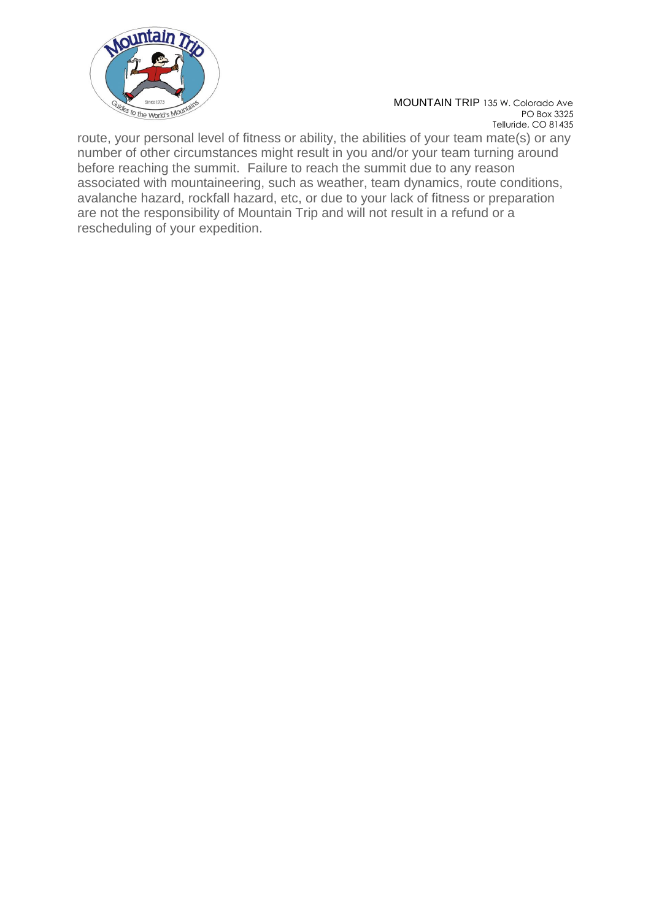route, your personal level of fitness or ability, the abilities of your team mate(s) or any number of other circumstances might result in you and/or your team turning around before reaching the summit. Failure to reach the summit due to any reason associated with mountaineering, such as weather, team dynamics, route conditions, avalanche hazard, rockfall hazard, etc, or due to your lack of fitness or preparation are not the responsibility of Mountain Trip and will not result in a refund or a rescheduling of your expedition.